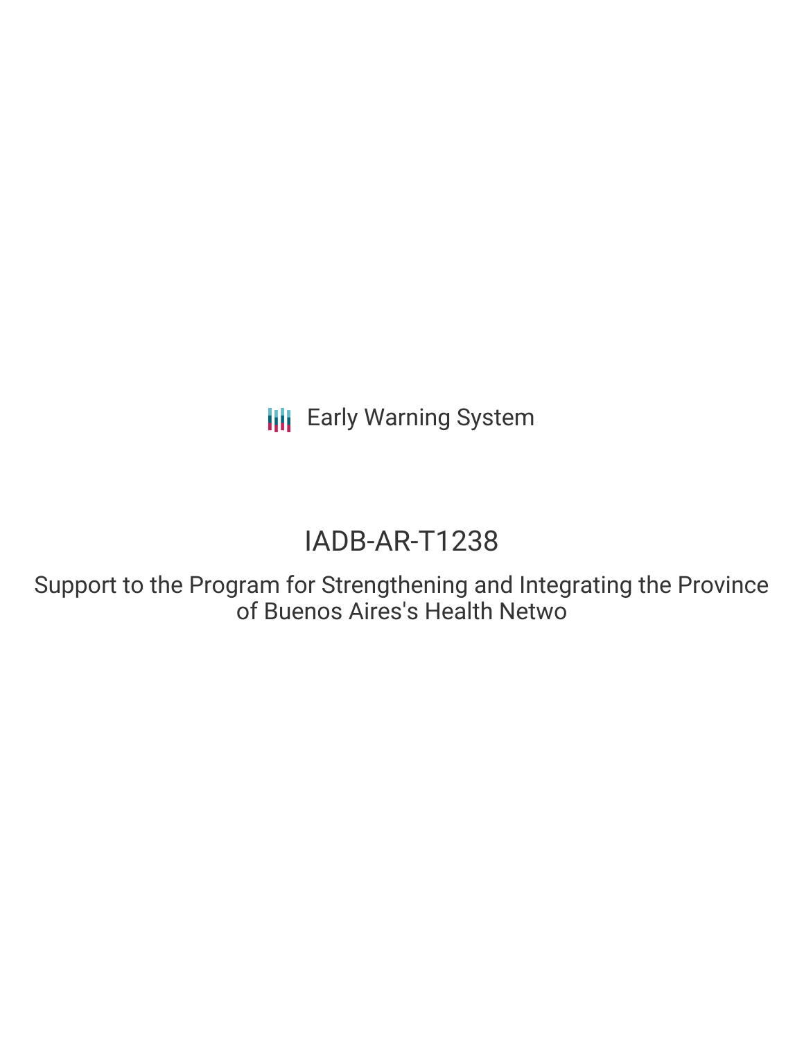Early Warning System

# IADB-AR-T1238

## Support to the Program for Strengthening and Integrating the Province of Buenos Aires's Health Netwo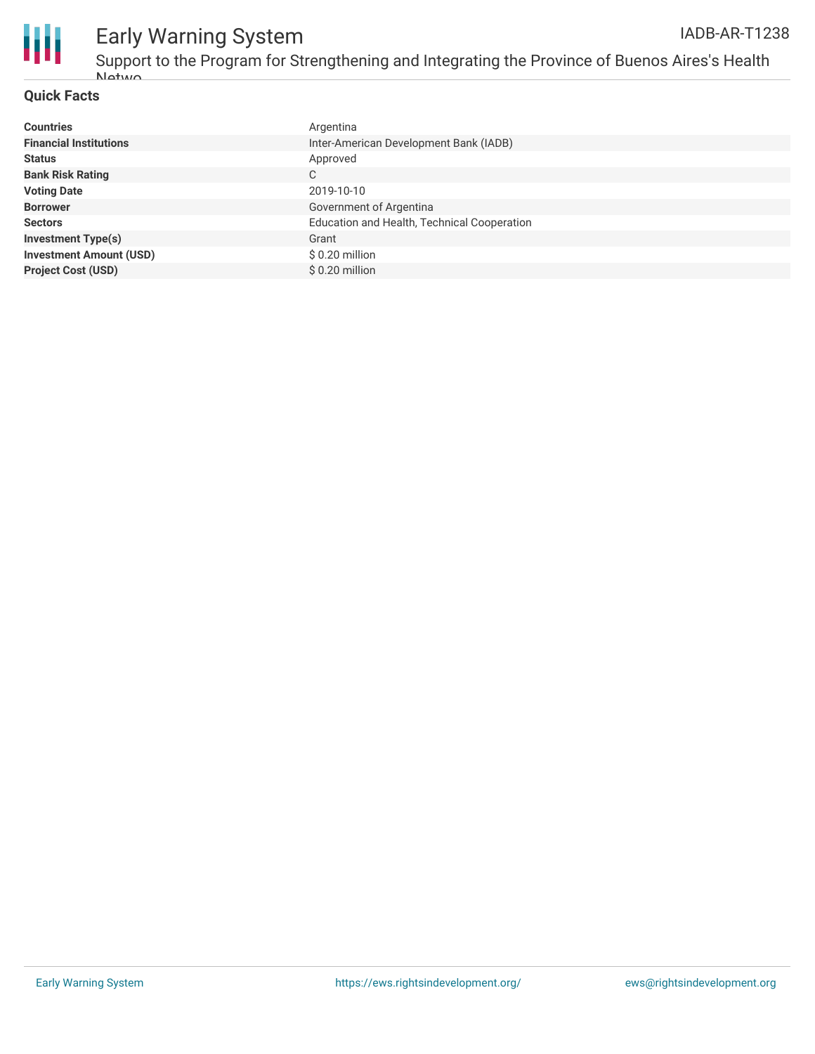## Quick Facts

| | |
|---|---|
| **Countries** | Argentina |
| **Financial Institutions** | Inter-American Development Bank (IADB) |
| **Status** | Approved |
| **Bank Risk Rating** | C |
| **Voting Date** | 2019-10-10 |
| **Borrower** | Government of Argentina |
| **Sectors** | Education and Health, Technical Cooperation |
| **Investment Type(s)** | Grant |
| **Investment Amount (USD)** | $ 0.20 million |
| **Project Cost (USD)** | $ 0.20 million |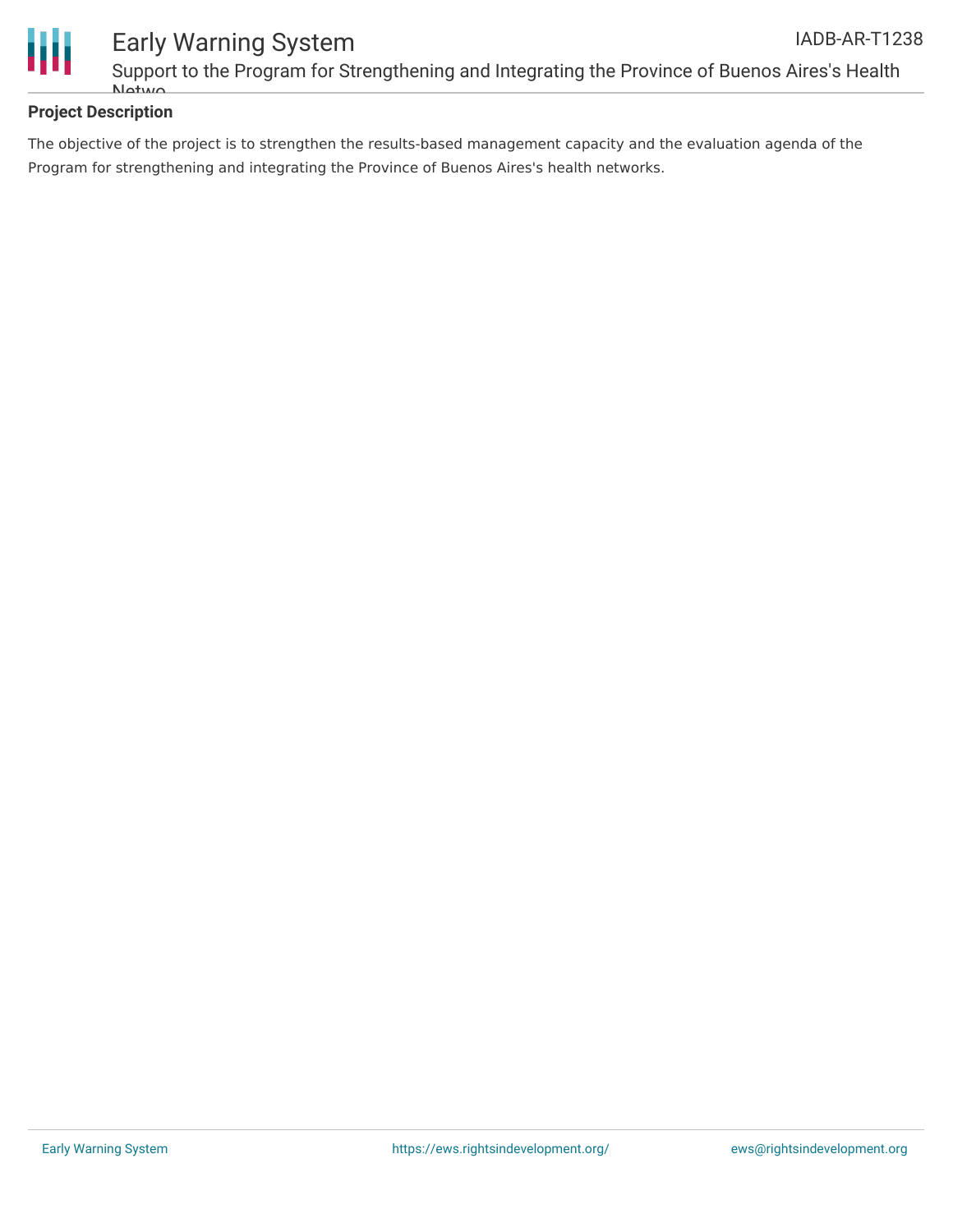## Project Description

The objective of the project is to strengthen the results-based management capacity and the evaluation agenda of the Program for strengthening and integrating the Province of Buenos Aires's health networks.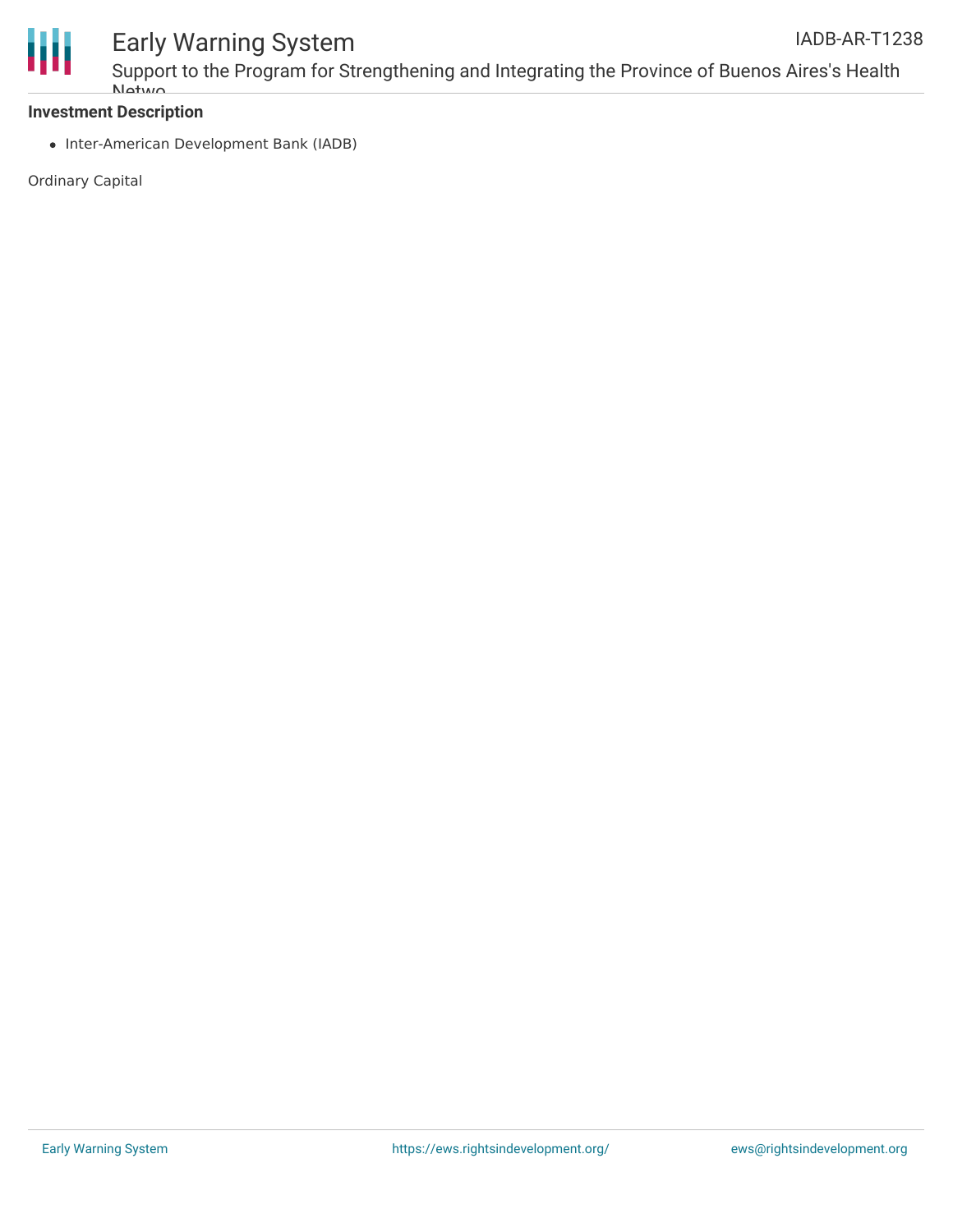**Investment Description**

- Inter-American Development Bank (IADB)

Ordinary Capital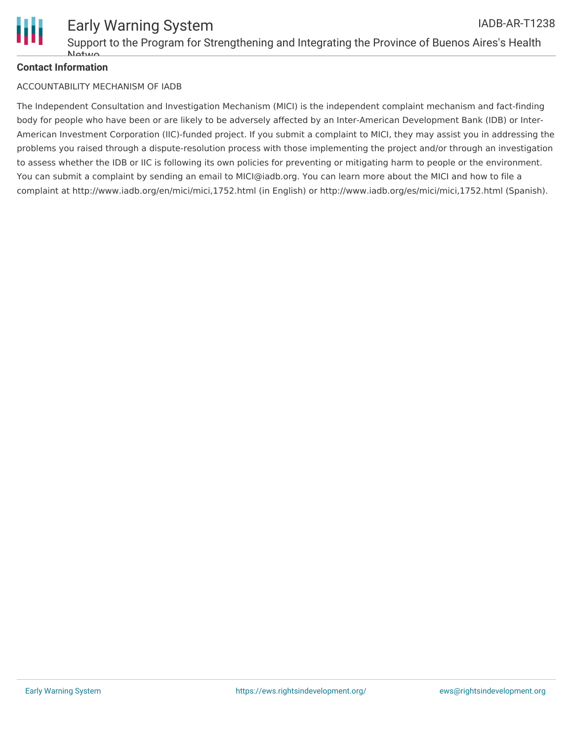**Contact Information**

ACCOUNTABILITY MECHANISM OF IADB

The Independent Consultation and Investigation Mechanism (MICI) is the independent complaint mechanism and fact-finding body for people who have been or are likely to be adversely affected by an Inter-American Development Bank (IDB) or Inter-American Investment Corporation (IIC)-funded project. If you submit a complaint to MICI, they may assist you in addressing the problems you raised through a dispute-resolution process with those implementing the project and/or through an investigation to assess whether the IDB or IIC is following its own policies for preventing or mitigating harm to people or the environment. You can submit a complaint by sending an email to MICI@iadb.org. You can learn more about the MICI and how to file a complaint at http://www.iadb.org/en/mici/mici,1752.html (in English) or http://www.iadb.org/es/mici/mici,1752.html (Spanish).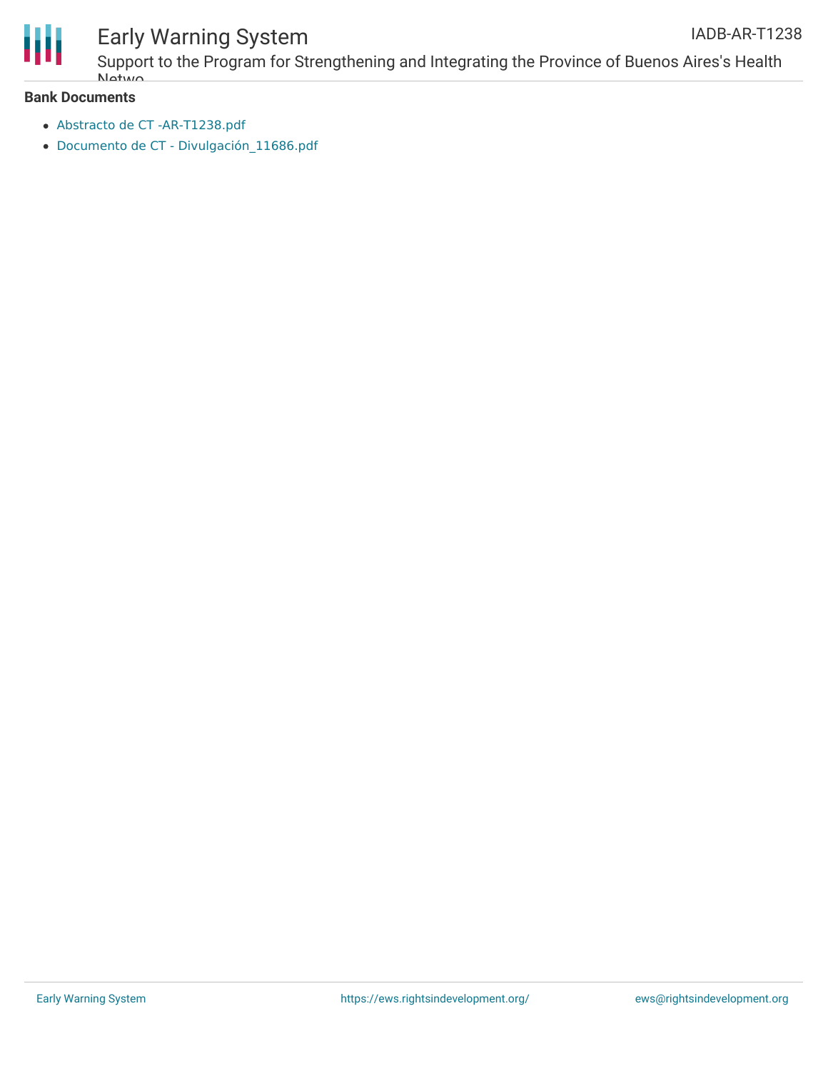**Bank Documents**

- Abstracto de CT -AR-T1238.pdf
- Documento de CT - Divulgación_11686.pdf